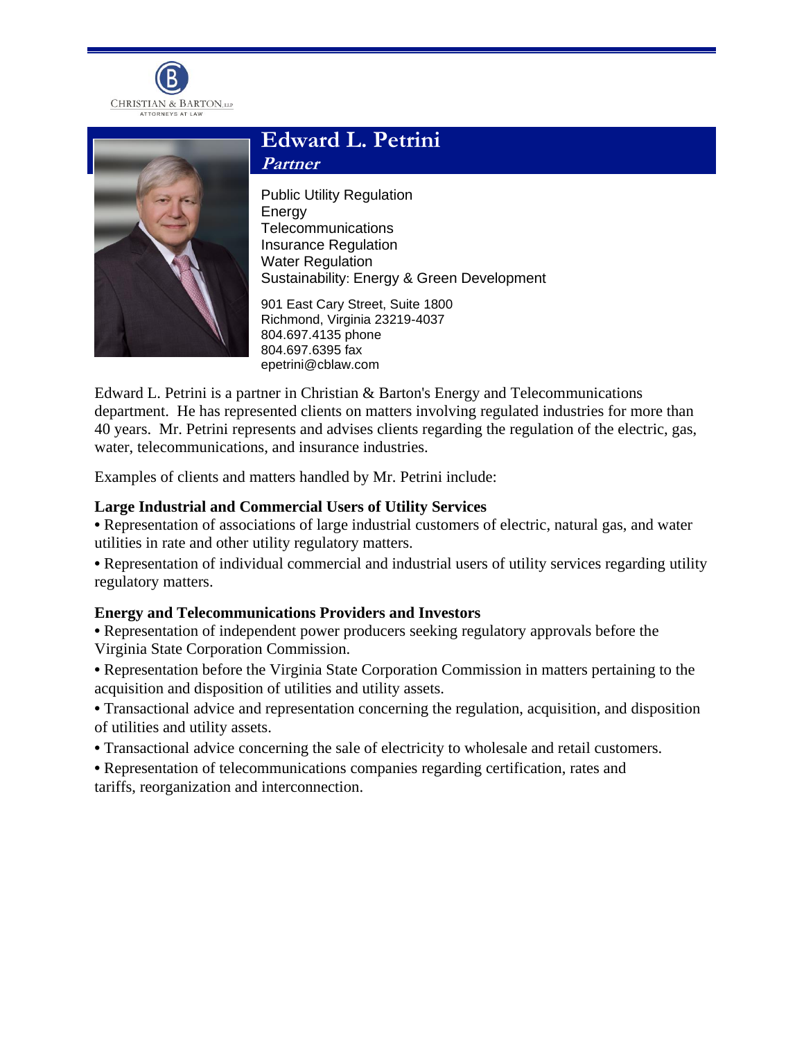CHRISTIAN & BARTON, LLP
ATTORNEYS AT LAW

# Edward L. Petrini

***Partner***

Public Utility Regulation
Energy
Telecommunications
Insurance Regulation
Water Regulation
Sustainability: Energy & Green Development

901 East Cary Street, Suite 1800
Richmond, Virginia 23219-4037
804.697.4135 phone
804.697.6395 fax
epetrini@cblaw.com

Edward L. Petrini is a partner in Christian & Barton's Energy and Telecommunications department. He has represented clients on matters involving regulated industries for more than 40 years. Mr. Petrini represents and advises clients regarding the regulation of the electric, gas, water, telecommunications, and insurance industries.

Examples of clients and matters handled by Mr. Petrini include:

**Large Industrial and Commercial Users of Utility Services**

- Representation of associations of large industrial customers of electric, natural gas, and water utilities in rate and other utility regulatory matters.
- Representation of individual commercial and industrial users of utility services regarding utility regulatory matters.

**Energy and Telecommunications Providers and Investors**

- Representation of independent power producers seeking regulatory approvals before the Virginia State Corporation Commission.
- Representation before the Virginia State Corporation Commission in matters pertaining to the acquisition and disposition of utilities and utility assets.
- Transactional advice and representation concerning the regulation, acquisition, and disposition of utilities and utility assets.
- Transactional advice concerning the sale of electricity to wholesale and retail customers.
- Representation of telecommunications companies regarding certification, rates and tariffs, reorganization and interconnection.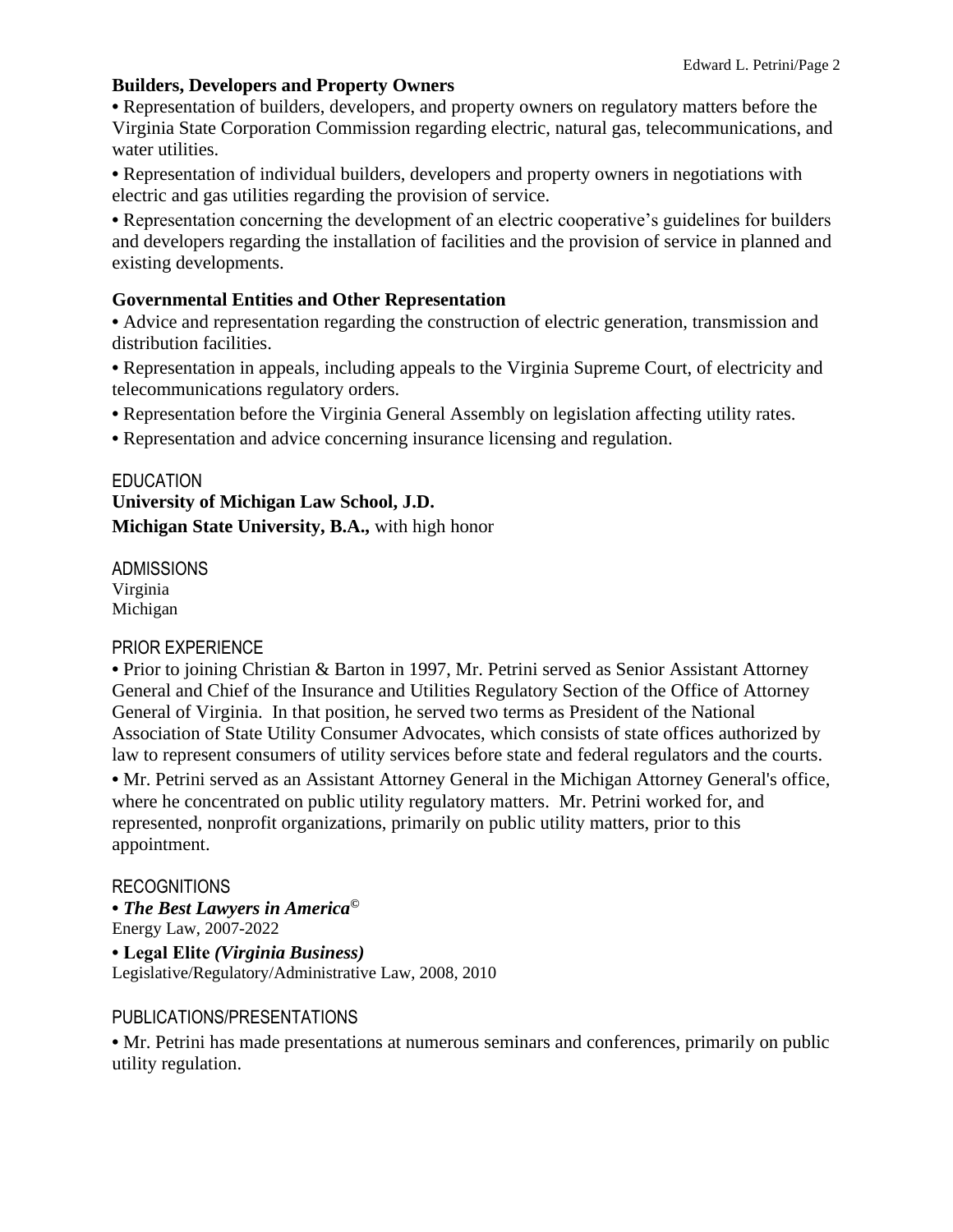**Builders, Developers and Property Owners**

- Representation of builders, developers, and property owners on regulatory matters before the Virginia State Corporation Commission regarding electric, natural gas, telecommunications, and water utilities.
- Representation of individual builders, developers and property owners in negotiations with electric and gas utilities regarding the provision of service.
- Representation concerning the development of an electric cooperative's guidelines for builders and developers regarding the installation of facilities and the provision of service in planned and existing developments.

**Governmental Entities and Other Representation**

- Advice and representation regarding the construction of electric generation, transmission and distribution facilities.
- Representation in appeals, including appeals to the Virginia Supreme Court, of electricity and telecommunications regulatory orders.
- Representation before the Virginia General Assembly on legislation affecting utility rates.
- Representation and advice concerning insurance licensing and regulation.

## EDUCATION

**University of Michigan Law School, J.D.**
**Michigan State University, B.A.,** with high honor

## ADMISSIONS

Virginia
Michigan

## PRIOR EXPERIENCE

- Prior to joining Christian & Barton in 1997, Mr. Petrini served as Senior Assistant Attorney General and Chief of the Insurance and Utilities Regulatory Section of the Office of Attorney General of Virginia. In that position, he served two terms as President of the National Association of State Utility Consumer Advocates, which consists of state offices authorized by law to represent consumers of utility services before state and federal regulators and the courts.
- Mr. Petrini served as an Assistant Attorney General in the Michigan Attorney General's office, where he concentrated on public utility regulatory matters. Mr. Petrini worked for, and represented, nonprofit organizations, primarily on public utility matters, prior to this appointment.

## RECOGNITIONS

- ***The Best Lawyers in America***©
  Energy Law, 2007-2022
- **Legal Elite *(Virginia Business)***
  Legislative/Regulatory/Administrative Law, 2008, 2010

## PUBLICATIONS/PRESENTATIONS

- Mr. Petrini has made presentations at numerous seminars and conferences, primarily on public utility regulation.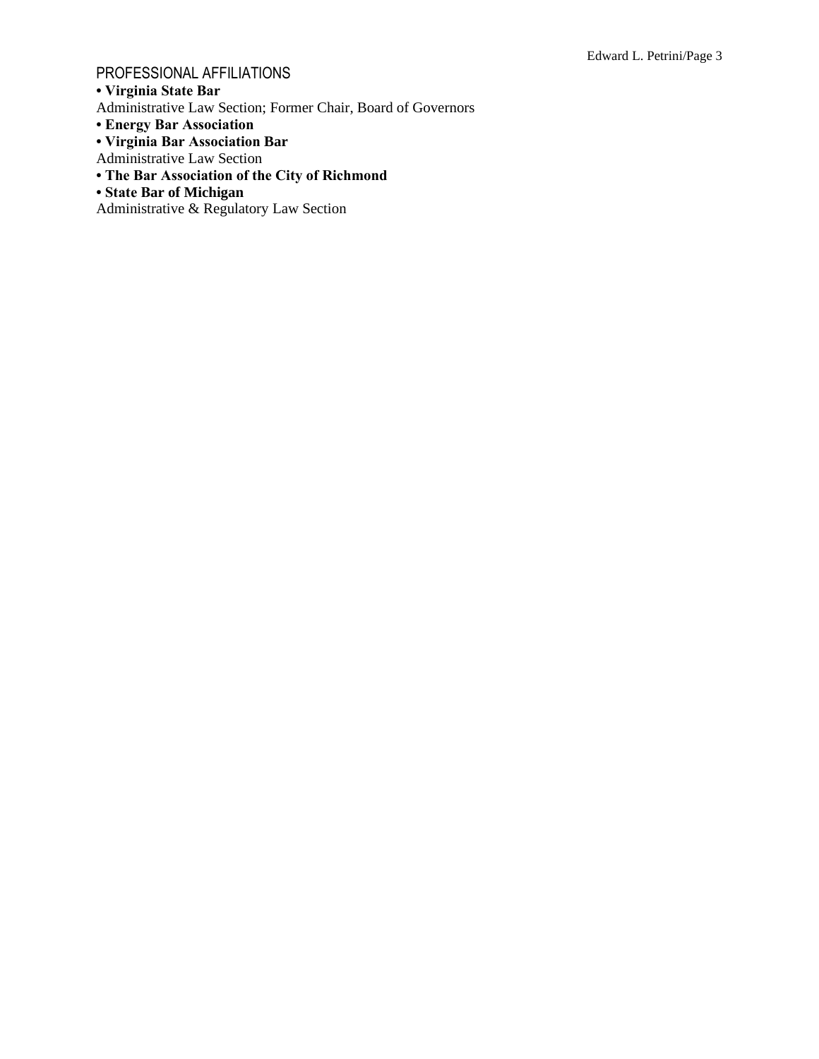## PROFESSIONAL AFFILIATIONS

- **Virginia State Bar**

  Administrative Law Section; Former Chair, Board of Governors
- **Energy Bar Association**
- **Virginia Bar Association Bar**

  Administrative Law Section
- **The Bar Association of the City of Richmond**
- **State Bar of Michigan**

  Administrative & Regulatory Law Section